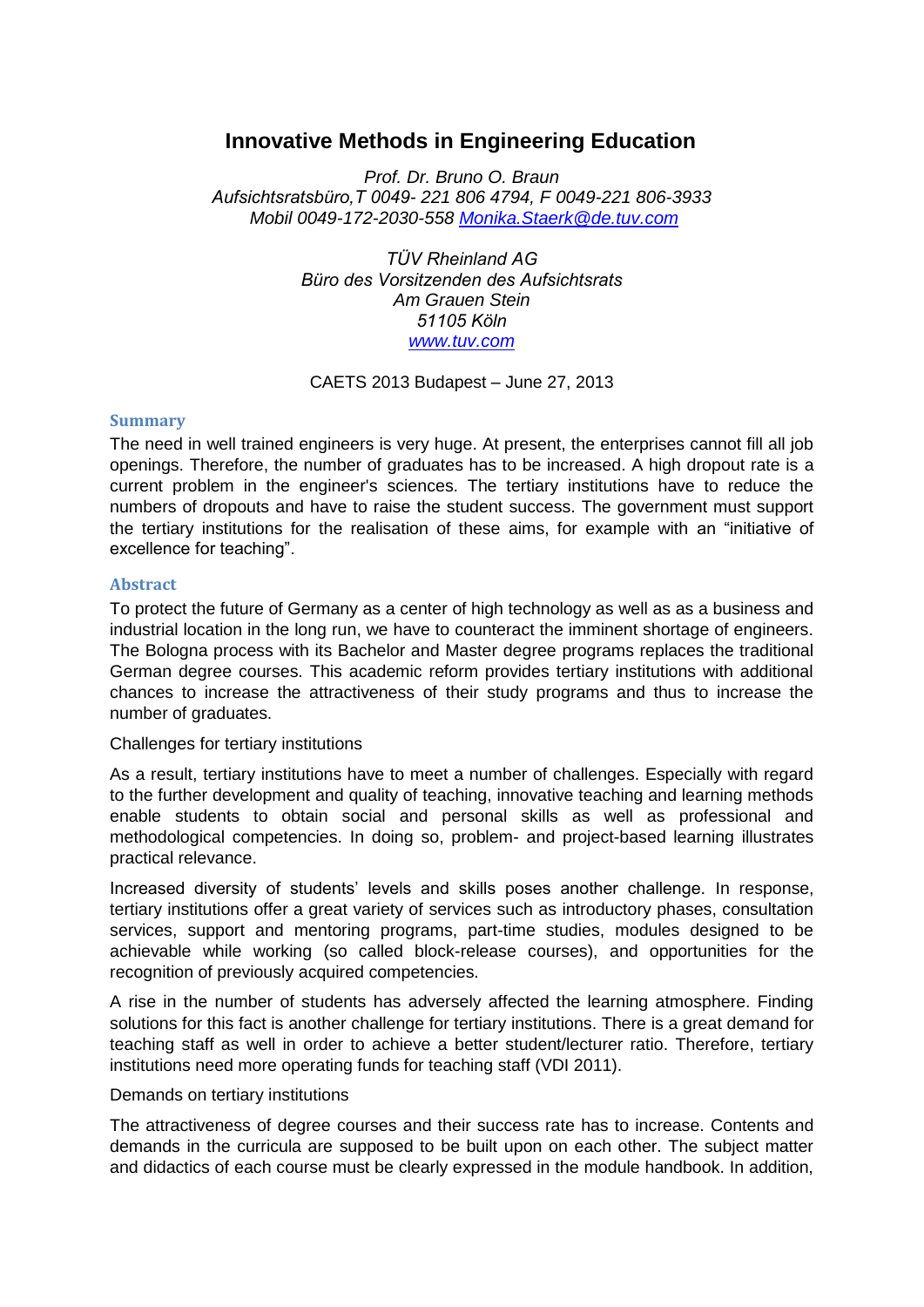# Innovative Methods in Engineering Education

*Prof. Dr. Bruno O. Braun*
*Aufsichtsratsbüro,T 0049- 221 806 4794, F 0049-221 806-3933*
*Mobil 0049-172-2030-558 [Monika.Staerk@de.tuv.com](mailto:Monika.Staerk@de.tuv.com)*

*TÜV Rheinland AG*
*Büro des Vorsitzenden des Aufsichtsrats*
*Am Grauen Stein*
*51105 Köln*
*[www.tuv.com](http://www.tuv.com)*

CAETS 2013 Budapest – June 27, 2013

## Summary

The need in well trained engineers is very huge. At present, the enterprises cannot fill all job openings. Therefore, the number of graduates has to be increased. A high dropout rate is a current problem in the engineer's sciences. The tertiary institutions have to reduce the numbers of dropouts and have to raise the student success. The government must support the tertiary institutions for the realisation of these aims, for example with an "initiative of excellence for teaching".

## Abstract

To protect the future of Germany as a center of high technology as well as as a business and industrial location in the long run, we have to counteract the imminent shortage of engineers. The Bologna process with its Bachelor and Master degree programs replaces the traditional German degree courses. This academic reform provides tertiary institutions with additional chances to increase the attractiveness of their study programs and thus to increase the number of graduates.

Challenges for tertiary institutions

As a result, tertiary institutions have to meet a number of challenges. Especially with regard to the further development and quality of teaching, innovative teaching and learning methods enable students to obtain social and personal skills as well as professional and methodological competencies. In doing so, problem- and project-based learning illustrates practical relevance.

Increased diversity of students' levels and skills poses another challenge. In response, tertiary institutions offer a great variety of services such as introductory phases, consultation services, support and mentoring programs, part-time studies, modules designed to be achievable while working (so called block-release courses), and opportunities for the recognition of previously acquired competencies.

A rise in the number of students has adversely affected the learning atmosphere. Finding solutions for this fact is another challenge for tertiary institutions. There is a great demand for teaching staff as well in order to achieve a better student/lecturer ratio. Therefore, tertiary institutions need more operating funds for teaching staff (VDI 2011).

Demands on tertiary institutions

The attractiveness of degree courses and their success rate has to increase. Contents and demands in the curricula are supposed to be built upon on each other. The subject matter and didactics of each course must be clearly expressed in the module handbook. In addition,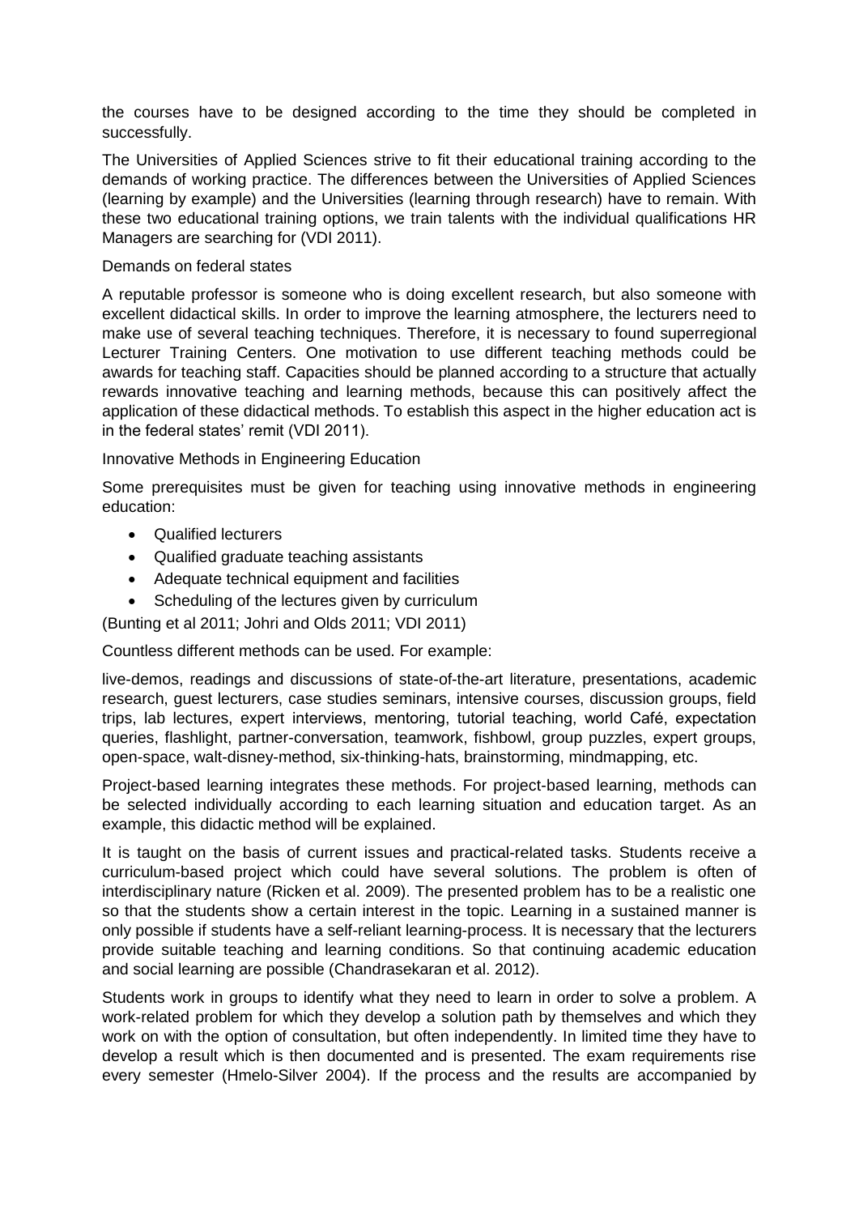the courses have to be designed according to the time they should be completed in successfully.

The Universities of Applied Sciences strive to fit their educational training according to the demands of working practice. The differences between the Universities of Applied Sciences (learning by example) and the Universities (learning through research) have to remain. With these two educational training options, we train talents with the individual qualifications HR Managers are searching for (VDI 2011).

### Demands on federal states

A reputable professor is someone who is doing excellent research, but also someone with excellent didactical skills. In order to improve the learning atmosphere, the lecturers need to make use of several teaching techniques. Therefore, it is necessary to found superregional Lecturer Training Centers. One motivation to use different teaching methods could be awards for teaching staff. Capacities should be planned according to a structure that actually rewards innovative teaching and learning methods, because this can positively affect the application of these didactical methods. To establish this aspect in the higher education act is in the federal states' remit (VDI 2011).

## Innovative Methods in Engineering Education

Some prerequisites must be given for teaching using innovative methods in engineering education:

- Qualified lecturers
- Qualified graduate teaching assistants
- Adequate technical equipment and facilities
- Scheduling of the lectures given by curriculum

(Bunting et al 2011; Johri and Olds 2011; VDI 2011)

Countless different methods can be used. For example:

live-demos, readings and discussions of state-of-the-art literature, presentations, academic research, guest lecturers, case studies seminars, intensive courses, discussion groups, field trips, lab lectures, expert interviews, mentoring, tutorial teaching, world Café, expectation queries, flashlight, partner-conversation, teamwork, fishbowl, group puzzles, expert groups, open-space, walt-disney-method, six-thinking-hats, brainstorming, mindmapping, etc.

Project-based learning integrates these methods. For project-based learning, methods can be selected individually according to each learning situation and education target. As an example, this didactic method will be explained.

It is taught on the basis of current issues and practical-related tasks. Students receive a curriculum-based project which could have several solutions. The problem is often of interdisciplinary nature (Ricken et al. 2009). The presented problem has to be a realistic one so that the students show a certain interest in the topic. Learning in a sustained manner is only possible if students have a self-reliant learning-process. It is necessary that the lecturers provide suitable teaching and learning conditions. So that continuing academic education and social learning are possible (Chandrasekaran et al. 2012).

Students work in groups to identify what they need to learn in order to solve a problem. A work-related problem for which they develop a solution path by themselves and which they work on with the option of consultation, but often independently. In limited time they have to develop a result which is then documented and is presented. The exam requirements rise every semester (Hmelo-Silver 2004). If the process and the results are accompanied by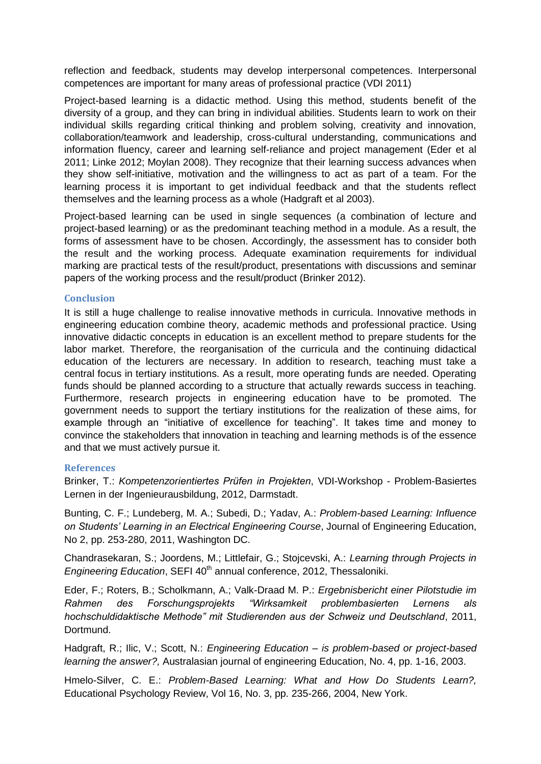reflection and feedback, students may develop interpersonal competences. Interpersonal competences are important for many areas of professional practice (VDI 2011)

Project-based learning is a didactic method. Using this method, students benefit of the diversity of a group, and they can bring in individual abilities. Students learn to work on their individual skills regarding critical thinking and problem solving, creativity and innovation, collaboration/teamwork and leadership, cross-cultural understanding, communications and information fluency, career and learning self-reliance and project management (Eder et al 2011; Linke 2012; Moylan 2008). They recognize that their learning success advances when they show self-initiative, motivation and the willingness to act as part of a team. For the learning process it is important to get individual feedback and that the students reflect themselves and the learning process as a whole (Hadgraft et al 2003).

Project-based learning can be used in single sequences (a combination of lecture and project-based learning) or as the predominant teaching method in a module. As a result, the forms of assessment have to be chosen. Accordingly, the assessment has to consider both the result and the working process. Adequate examination requirements for individual marking are practical tests of the result/product, presentations with discussions and seminar papers of the working process and the result/product (Brinker 2012).

## Conclusion

It is still a huge challenge to realise innovative methods in curricula. Innovative methods in engineering education combine theory, academic methods and professional practice. Using innovative didactic concepts in education is an excellent method to prepare students for the labor market. Therefore, the reorganisation of the curricula and the continuing didactical education of the lecturers are necessary. In addition to research, teaching must take a central focus in tertiary institutions. As a result, more operating funds are needed. Operating funds should be planned according to a structure that actually rewards success in teaching. Furthermore, research projects in engineering education have to be promoted. The government needs to support the tertiary institutions for the realization of these aims, for example through an "initiative of excellence for teaching". It takes time and money to convince the stakeholders that innovation in teaching and learning methods is of the essence and that we must actively pursue it.

## References

Brinker, T.: *Kompetenzorientiertes Prüfen in Projekten*, VDI-Workshop - Problem-Basiertes Lernen in der Ingenieurausbildung, 2012, Darmstadt.

Bunting, C. F.; Lundeberg, M. A.; Subedi, D.; Yadav, A.: *Problem-based Learning: Influence on Students' Learning in an Electrical Engineering Course*, Journal of Engineering Education, No 2, pp. 253-280, 2011, Washington DC.

Chandrasekaran, S.; Joordens, M.; Littlefair, G.; Stojcevski, A.: *Learning through Projects in Engineering Education*, SEFI 40th annual conference, 2012, Thessaloniki.

Eder, F.; Roters, B.; Scholkmann, A.; Valk-Draad M. P.: *Ergebnisbericht einer Pilotstudie im Rahmen des Forschungsprojekts "Wirksamkeit problembasierten Lernens als hochschuldidaktische Methode" mit Studierenden aus der Schweiz und Deutschland*, 2011, Dortmund.

Hadgraft, R.; Ilic, V.; Scott, N.: *Engineering Education – is problem-based or project-based learning the answer?,* Australasian journal of engineering Education, No. 4, pp. 1-16, 2003.

Hmelo-Silver, C. E.: *Problem-Based Learning: What and How Do Students Learn?,* Educational Psychology Review, Vol 16, No. 3, pp. 235-266, 2004, New York.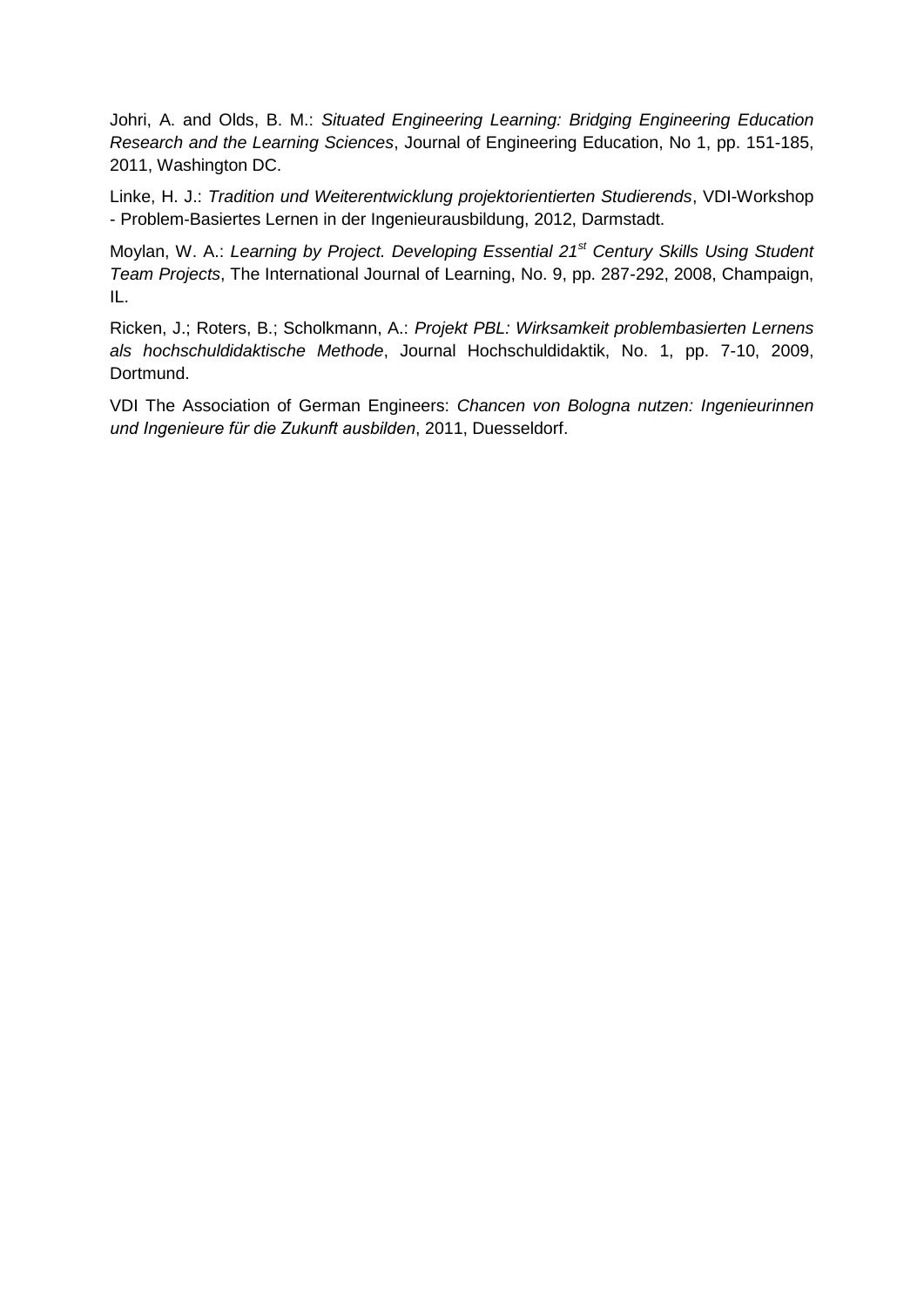Johri, A. and Olds, B. M.: *Situated Engineering Learning: Bridging Engineering Education Research and the Learning Sciences*, Journal of Engineering Education, No 1, pp. 151-185, 2011, Washington DC.

Linke, H. J.: *Tradition und Weiterentwicklung projektorientierten Studierends*, VDI-Workshop - Problem-Basiertes Lernen in der Ingenieurausbildung, 2012, Darmstadt.

Moylan, W. A.: *Learning by Project. Developing Essential 21st Century Skills Using Student Team Projects*, The International Journal of Learning, No. 9, pp. 287-292, 2008, Champaign, IL.

Ricken, J.; Roters, B.; Scholkmann, A.: *Projekt PBL: Wirksamkeit problembasierten Lernens als hochschuldidaktische Methode*, Journal Hochschuldidaktik, No. 1, pp. 7-10, 2009, Dortmund.

VDI The Association of German Engineers: *Chancen von Bologna nutzen: Ingenieurinnen und Ingenieure für die Zukunft ausbilden*, 2011, Duesseldorf.